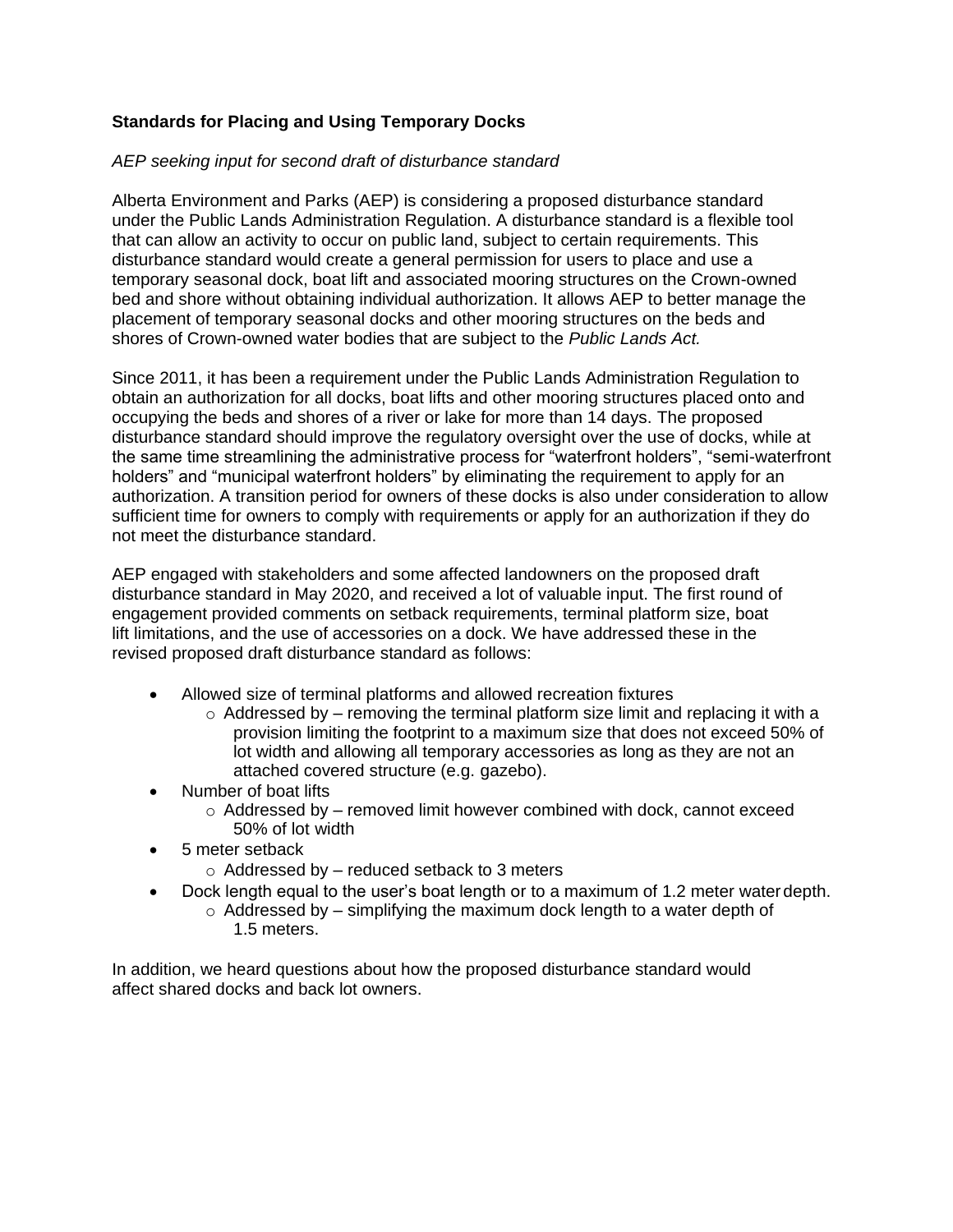**Standards for Placing and Using Temporary Docks**

*AEP seeking input for second draft of disturbance standard*

Alberta Environment and Parks (AEP) is considering a proposed disturbance standard under the Public Lands Administration Regulation. A disturbance standard is a flexible tool that can allow an activity to occur on public land, subject to certain requirements. This disturbance standard would create a general permission for users to place and use a temporary seasonal dock, boat lift and associated mooring structures on the Crown-owned bed and shore without obtaining individual authorization. It allows AEP to better manage the placement of temporary seasonal docks and other mooring structures on the beds and shores of Crown-owned water bodies that are subject to the *Public Lands Act.*

Since 2011, it has been a requirement under the Public Lands Administration Regulation to obtain an authorization for all docks, boat lifts and other mooring structures placed onto and occupying the beds and shores of a river or lake for more than 14 days. The proposed disturbance standard should improve the regulatory oversight over the use of docks, while at the same time streamlining the administrative process for "waterfront holders", "semi-waterfront holders" and "municipal waterfront holders" by eliminating the requirement to apply for an authorization. A transition period for owners of these docks is also under consideration to allow sufficient time for owners to comply with requirements or apply for an authorization if they do not meet the disturbance standard.

AEP engaged with stakeholders and some affected landowners on the proposed draft disturbance standard in May 2020, and received a lot of valuable input. The first round of engagement provided comments on setback requirements, terminal platform size, boat lift limitations, and the use of accessories on a dock. We have addressed these in the revised proposed draft disturbance standard as follows:

- Allowed size of terminal platforms and allowed recreation fixtures
  - Addressed by – removing the terminal platform size limit and replacing it with a provision limiting the footprint to a maximum size that does not exceed 50% of lot width and allowing all temporary accessories as long as they are not an attached covered structure (e.g. gazebo).
- Number of boat lifts
  - Addressed by – removed limit however combined with dock, cannot exceed 50% of lot width
- 5 meter setback
  - Addressed by – reduced setback to 3 meters
- Dock length equal to the user's boat length or to a maximum of 1.2 meter water depth.
  - Addressed by – simplifying the maximum dock length to a water depth of 1.5 meters.

In addition, we heard questions about how the proposed disturbance standard would affect shared docks and back lot owners.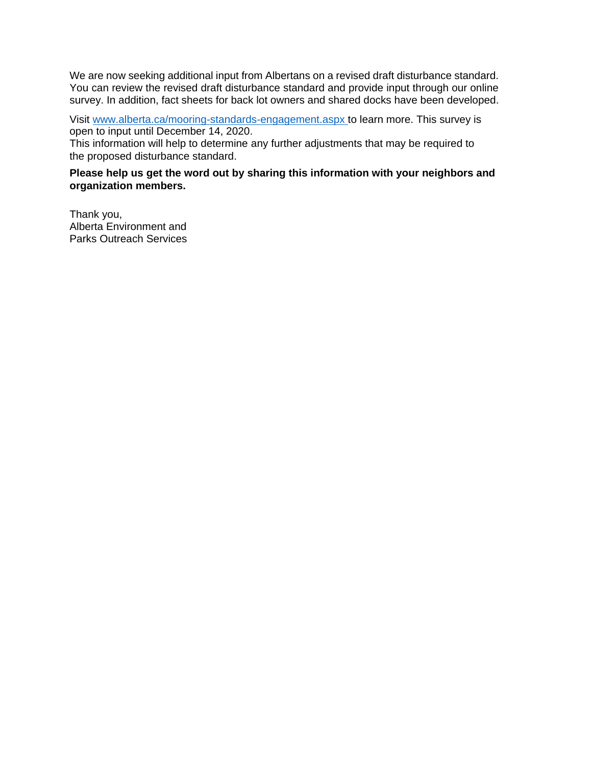We are now seeking additional input from Albertans on a revised draft disturbance standard. You can review the revised draft disturbance standard and provide input through our online survey. In addition, fact sheets for back lot owners and shared docks have been developed.

Visit www.alberta.ca/mooring-standards-engagement.aspx to learn more. This survey is open to input until December 14, 2020.
This information will help to determine any further adjustments that may be required to the proposed disturbance standard.

**Please help us get the word out by sharing this information with your neighbors and organization members.**

Thank you,
Alberta Environment and
Parks Outreach Services